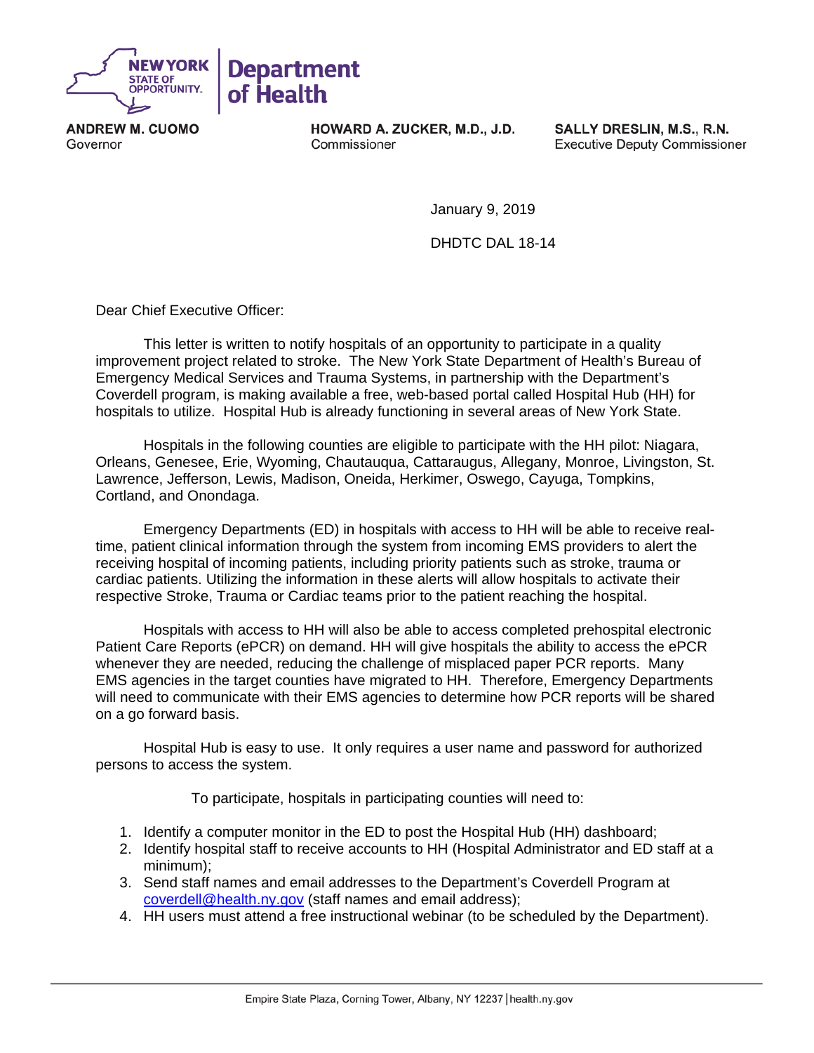**NEW YORK STATE OF OPPORTUNITY.** | **Department of Health**

**ANDREW M. CUOMO**
Governor

**HOWARD A. ZUCKER, M.D., J.D.**
Commissioner

**SALLY DRESLIN, M.S., R.N.**
Executive Deputy Commissioner

January 9, 2019

DHDTC DAL 18-14

Dear Chief Executive Officer:

This letter is written to notify hospitals of an opportunity to participate in a quality improvement project related to stroke. The New York State Department of Health's Bureau of Emergency Medical Services and Trauma Systems, in partnership with the Department's Coverdell program, is making available a free, web-based portal called Hospital Hub (HH) for hospitals to utilize. Hospital Hub is already functioning in several areas of New York State.

Hospitals in the following counties are eligible to participate with the HH pilot: Niagara, Orleans, Genesee, Erie, Wyoming, Chautauqua, Cattaraugus, Allegany, Monroe, Livingston, St. Lawrence, Jefferson, Lewis, Madison, Oneida, Herkimer, Oswego, Cayuga, Tompkins, Cortland, and Onondaga.

Emergency Departments (ED) in hospitals with access to HH will be able to receive real-time, patient clinical information through the system from incoming EMS providers to alert the receiving hospital of incoming patients, including priority patients such as stroke, trauma or cardiac patients. Utilizing the information in these alerts will allow hospitals to activate their respective Stroke, Trauma or Cardiac teams prior to the patient reaching the hospital.

Hospitals with access to HH will also be able to access completed prehospital electronic Patient Care Reports (ePCR) on demand. HH will give hospitals the ability to access the ePCR whenever they are needed, reducing the challenge of misplaced paper PCR reports. Many EMS agencies in the target counties have migrated to HH. Therefore, Emergency Departments will need to communicate with their EMS agencies to determine how PCR reports will be shared on a go forward basis.

Hospital Hub is easy to use. It only requires a user name and password for authorized persons to access the system.

To participate, hospitals in participating counties will need to:

1. Identify a computer monitor in the ED to post the Hospital Hub (HH) dashboard;
2. Identify hospital staff to receive accounts to HH (Hospital Administrator and ED staff at a minimum);
3. Send staff names and email addresses to the Department's Coverdell Program at coverdell@health.ny.gov (staff names and email address);
4. HH users must attend a free instructional webinar (to be scheduled by the Department).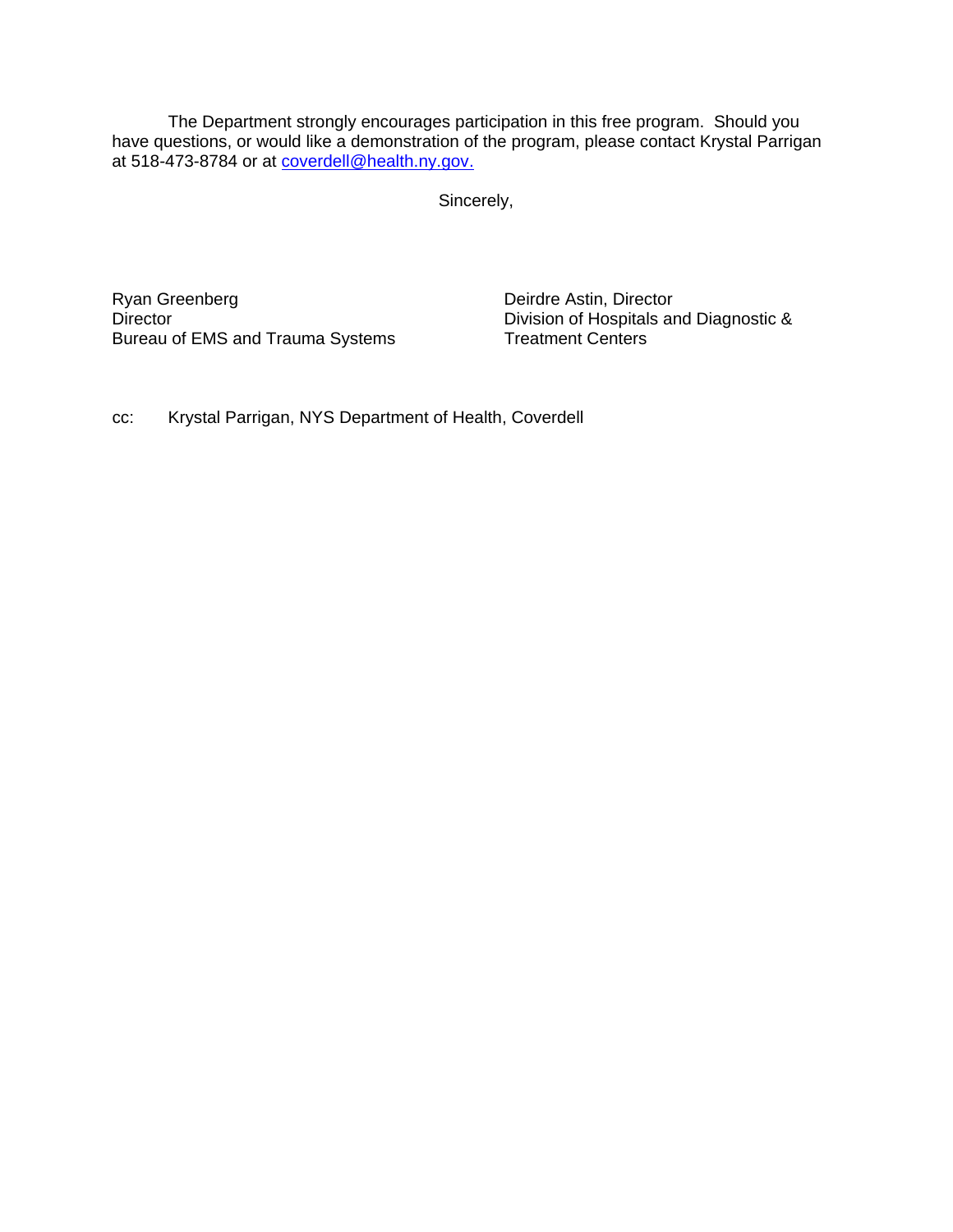The Department strongly encourages participation in this free program. Should you have questions, or would like a demonstration of the program, please contact Krystal Parrigan at 518-473-8784 or at coverdell@health.ny.gov.

Sincerely,

Ryan Greenberg
Director
Bureau of EMS and Trauma Systems

Deirdre Astin, Director
Division of Hospitals and Diagnostic & Treatment Centers

cc: Krystal Parrigan, NYS Department of Health, Coverdell